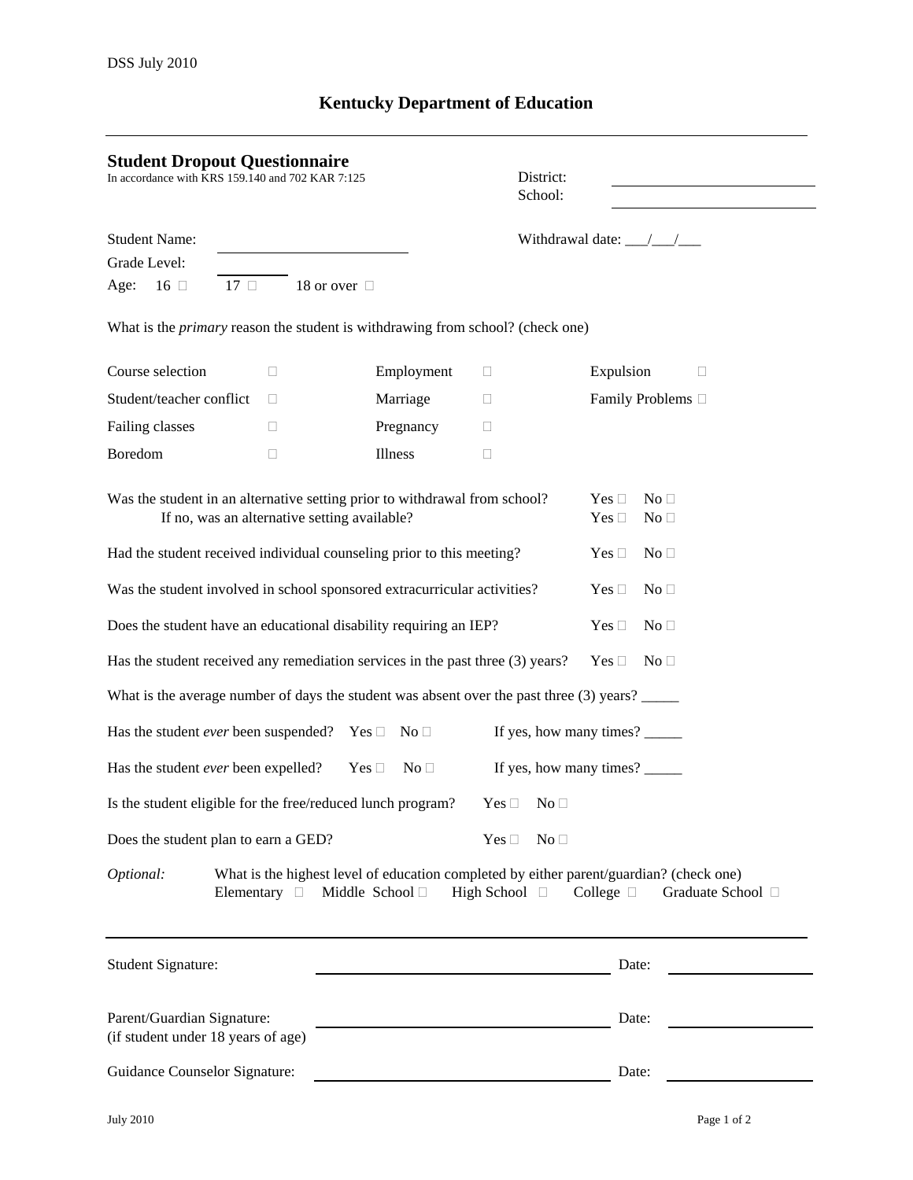DSS July 2010

# Kentucky Department of Education

---

## Student Dropout Questionnaire

In accordance with KRS 159.140 and 702 KAR 7:125

District: ____________________
School: ____________________

Student Name: ____________________

Withdrawal date: ___/___/___

Grade Level: ________

Age: 16 ☐ 17 ☐ 18 or over ☐

What is the *primary* reason the student is withdrawing from school? (check one)

| | | | | | |
|---|---|---|---|---|---|
| Course selection | ☐ | Employment | ☐ | Expulsion | ☐ |
| Student/teacher conflict | ☐ | Marriage | ☐ | Family Problems | ☐ |
| Failing classes | ☐ | Pregnancy | ☐ | | |
| Boredom | ☐ | Illness | ☐ | | |

Was the student in an alternative setting prior to withdrawal from school? Yes ☐ No ☐
If no, was an alternative setting available? Yes ☐ No ☐

Had the student received individual counseling prior to this meeting? Yes ☐ No ☐

Was the student involved in school sponsored extracurricular activities? Yes ☐ No ☐

Does the student have an educational disability requiring an IEP? Yes ☐ No ☐

Has the student received any remediation services in the past three (3) years? Yes ☐ No ☐

What is the average number of days the student was absent over the past three (3) years? _____

Has the student *ever* been suspended? Yes ☐ No ☐ If yes, how many times? _____

Has the student *ever* been expelled? Yes ☐ No ☐ If yes, how many times? _____

Is the student eligible for the free/reduced lunch program? Yes ☐ No ☐

Does the student plan to earn a GED? Yes ☐ No ☐

*Optional:* What is the highest level of education completed by either parent/guardian? (check one)
Elementary ☐ Middle School ☐ High School ☐ College ☐ Graduate School ☐

---

Student Signature: ______________________________ Date: ____________

Parent/Guardian Signature: ______________________________ Date: ____________
(if student under 18 years of age)

Guidance Counselor Signature: ______________________________ Date: ____________

July 2010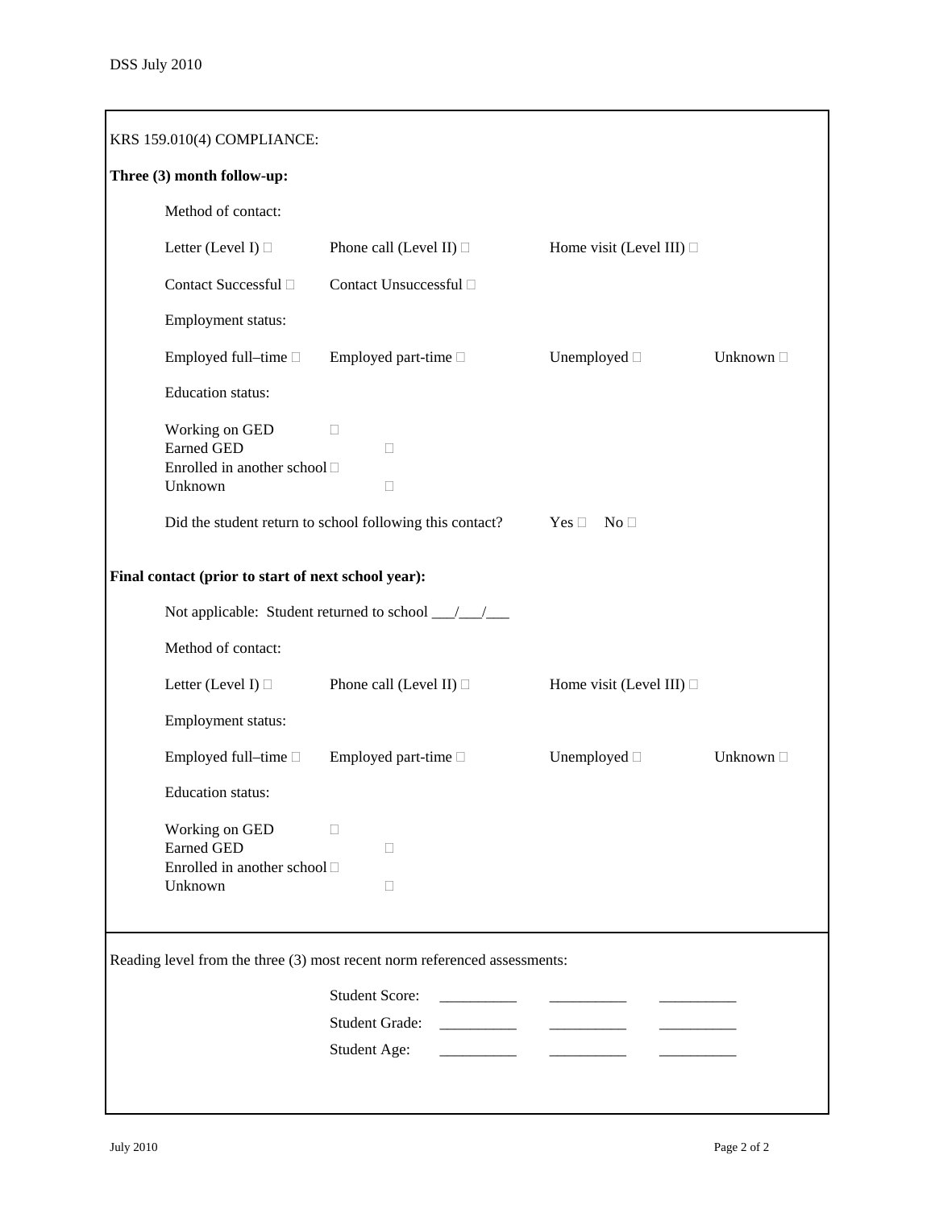KRS 159.010(4) COMPLIANCE:

**Three (3) month follow-up:**

Method of contact:

Letter (Level I) ☐ Phone call (Level II) ☐ Home visit (Level III) ☐

Contact Successful ☐ Contact Unsuccessful ☐

Employment status:

Employed full–time ☐ Employed part-time ☐ Unemployed ☐ Unknown ☐

Education status:

Working on GED ☐
Earned GED ☐
Enrolled in another school ☐
Unknown ☐

Did the student return to school following this contact? Yes ☐ No ☐

**Final contact (prior to start of next school year):**

Not applicable: Student returned to school ___/___/___

Method of contact:

Letter (Level I) ☐ Phone call (Level II) ☐ Home visit (Level III) ☐

Employment status:

Employed full–time ☐ Employed part-time ☐ Unemployed ☐ Unknown ☐

Education status:

Working on GED ☐
Earned GED ☐
Enrolled in another school ☐
Unknown ☐

Reading level from the three (3) most recent norm referenced assessments:

| | | | |
|---|---|---|---|
| Student Score: | __________ | __________ | __________ |
| Student Grade: | __________ | __________ | __________ |
| Student Age: | __________ | __________ | __________ |